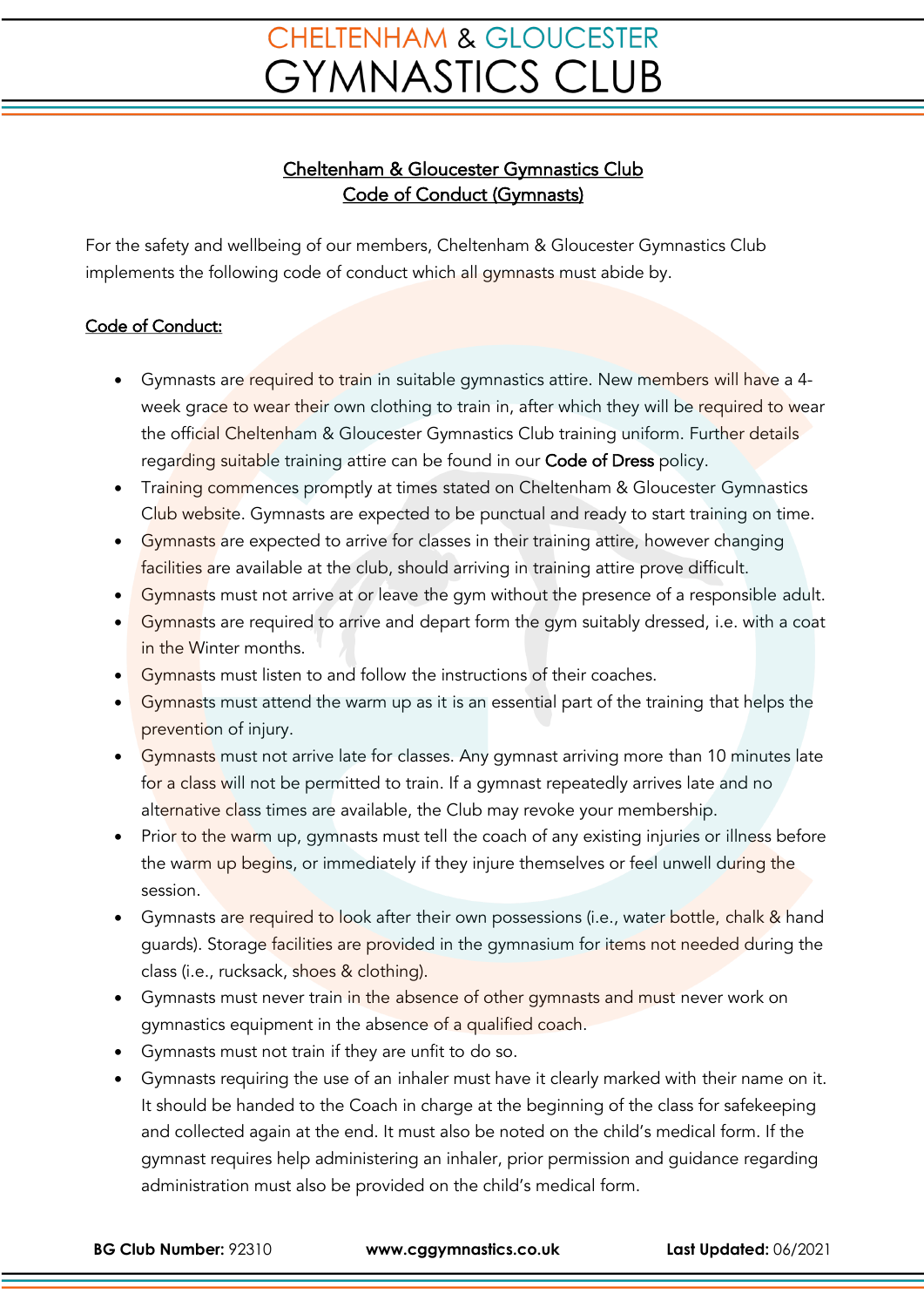# CHELTENHAM & GLOUCESTER GYMNASTICS CLUB

## Cheltenham & Gloucester Gymnastics Club
## Code of Conduct (Gymnasts)

For the safety and wellbeing of our members, Cheltenham & Gloucester Gymnastics Club implements the following code of conduct which all gymnasts must abide by.

### Code of Conduct:

- Gymnasts are required to train in suitable gymnastics attire. New members will have a 4-week grace to wear their own clothing to train in, after which they will be required to wear the official Cheltenham & Gloucester Gymnastics Club training uniform. Further details regarding suitable training attire can be found in our **Code of Dress** policy.
- Training commences promptly at times stated on Cheltenham & Gloucester Gymnastics Club website. Gymnasts are expected to be punctual and ready to start training on time.
- Gymnasts are expected to arrive for classes in their training attire, however changing facilities are available at the club, should arriving in training attire prove difficult.
- Gymnasts must not arrive at or leave the gym without the presence of a responsible adult.
- Gymnasts are required to arrive and depart form the gym suitably dressed, i.e. with a coat in the Winter months.
- Gymnasts must listen to and follow the instructions of their coaches.
- Gymnasts must attend the warm up as it is an essential part of the training that helps the prevention of injury.
- Gymnasts must not arrive late for classes. Any gymnast arriving more than 10 minutes late for a class will not be permitted to train. If a gymnast repeatedly arrives late and no alternative class times are available, the Club may revoke your membership.
- Prior to the warm up, gymnasts must tell the coach of any existing injuries or illness before the warm up begins, or immediately if they injure themselves or feel unwell during the session.
- Gymnasts are required to look after their own possessions (i.e., water bottle, chalk & hand guards). Storage facilities are provided in the gymnasium for items not needed during the class (i.e., rucksack, shoes & clothing).
- Gymnasts must never train in the absence of other gymnasts and must never work on gymnastics equipment in the absence of a qualified coach.
- Gymnasts must not train if they are unfit to do so.
- Gymnasts requiring the use of an inhaler must have it clearly marked with their name on it. It should be handed to the Coach in charge at the beginning of the class for safekeeping and collected again at the end. It must also be noted on the child's medical form. If the gymnast requires help administering an inhaler, prior permission and guidance regarding administration must also be provided on the child's medical form.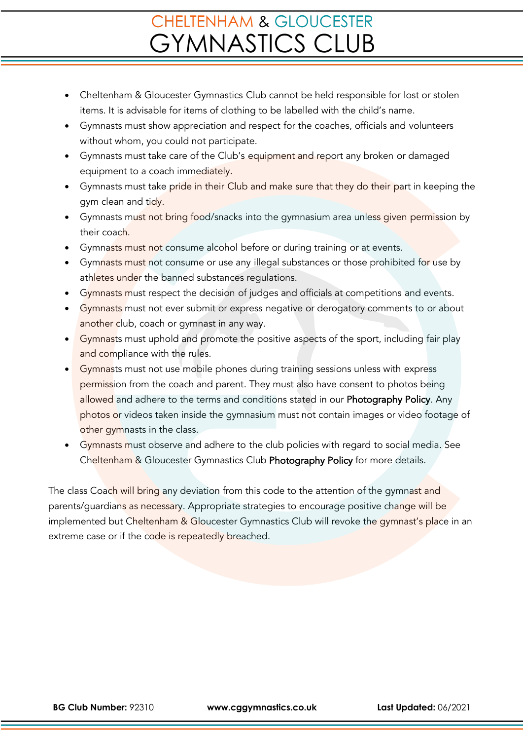- Cheltenham & Gloucester Gymnastics Club cannot be held responsible for lost or stolen items. It is advisable for items of clothing to be labelled with the child's name.
- Gymnasts must show appreciation and respect for the coaches, officials and volunteers without whom, you could not participate.
- Gymnasts must take care of the Club's equipment and report any broken or damaged equipment to a coach immediately.
- Gymnasts must take pride in their Club and make sure that they do their part in keeping the gym clean and tidy.
- Gymnasts must not bring food/snacks into the gymnasium area unless given permission by their coach.
- Gymnasts must not consume alcohol before or during training or at events.
- Gymnasts must not consume or use any illegal substances or those prohibited for use by athletes under the banned substances regulations.
- Gymnasts must respect the decision of judges and officials at competitions and events.
- Gymnasts must not ever submit or express negative or derogatory comments to or about another club, coach or gymnast in any way.
- Gymnasts must uphold and promote the positive aspects of the sport, including fair play and compliance with the rules.
- Gymnasts must not use mobile phones during training sessions unless with express permission from the coach and parent. They must also have consent to photos being allowed and adhere to the terms and conditions stated in our Photography Policy. Any photos or videos taken inside the gymnasium must not contain images or video footage of other gymnasts in the class.
- Gymnasts must observe and adhere to the club policies with regard to social media. See Cheltenham & Gloucester Gymnastics Club Photography Policy for more details.

The class Coach will bring any deviation from this code to the attention of the gymnast and parents/guardians as necessary. Appropriate strategies to encourage positive change will be implemented but Cheltenham & Gloucester Gymnastics Club will revoke the gymnast's place in an extreme case or if the code is repeatedly breached.